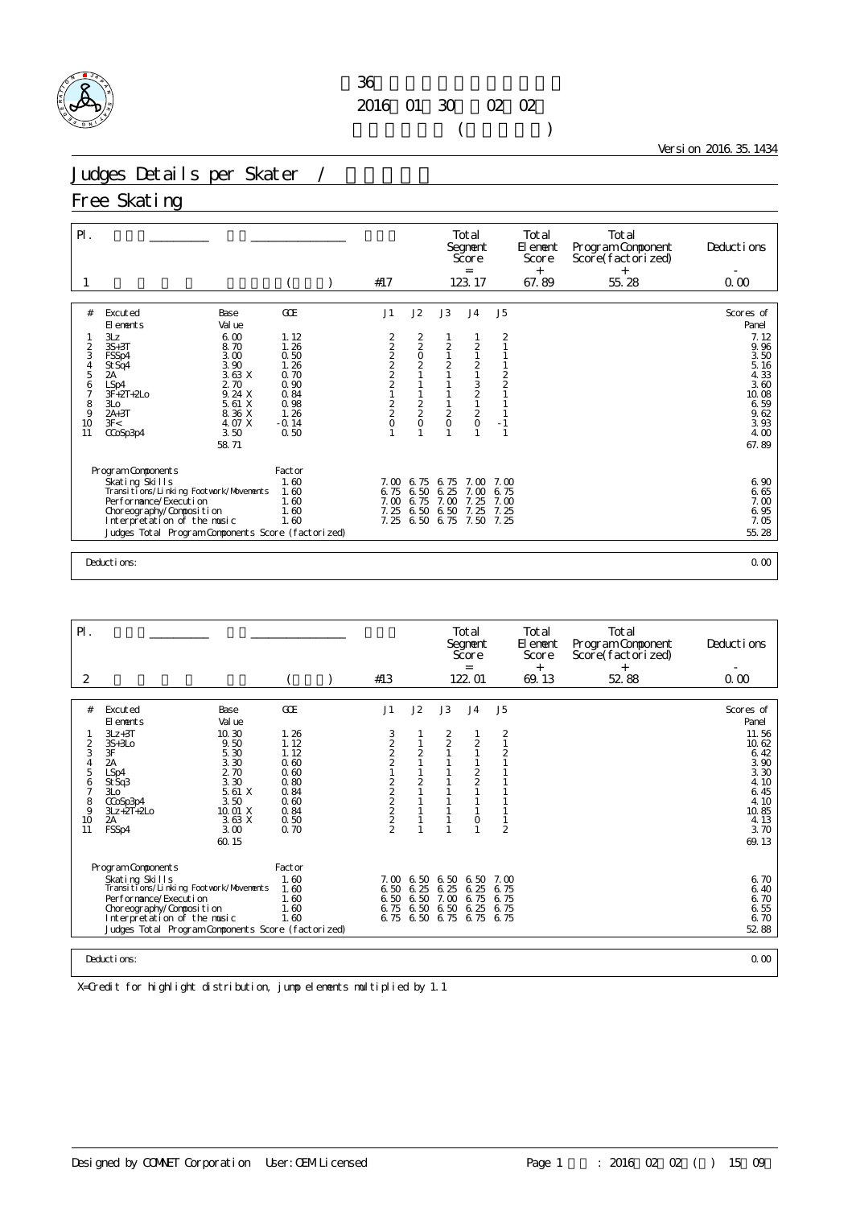第36回全国高等学校選抜スケート競技大会
2016年01月30日 ～ 02月02日
フィギュアスケート競技 (女子シングル)

Version 2016.35.1434

# Judges Details per Skater / ジャッジ詳細

## Free Skating

| Pl. | | | | Total Segment Score = | Total Element Score + | Total Program Component Score(factorized) + | Deductions - |
|---|---|---|---|---|---|---|---|
| 1 | | | #17 | 123.17 | 67.89 | 55.28 | 0.00 |

| # | Excuted Elements | Base Value | GOE | J1 | J2 | J3 | J4 | J5 | Scores of Panel |
|---|---|---|---|---|---|---|---|---|---|
| 1 | 3Lz | 6.00 | 1.12 | 2 | 2 | 1 | 1 | 2 | 7.12 |
| 2 | 3S+3T | 8.70 | 1.26 | 2 | 2 | 2 | 2 | 1 | 9.96 |
| 3 | FSSp4 | 3.00 | 0.50 | 2 | 0 | 1 | 1 | 1 | 3.50 |
| 4 | StSq4 | 3.90 | 1.26 | 2 | 2 | 2 | 2 | 1 | 5.16 |
| 5 | 2A | 3.63 X | 0.70 | 2 | 1 | 1 | 1 | 2 | 4.33 |
| 6 | LSp4 | 2.70 | 0.90 | 2 | 1 | 1 | 3 | 2 | 3.60 |
| 7 | 3F+2T+2Lo | 9.24 X | 0.84 | 1 | 1 | 1 | 2 | 1 | 10.08 |
| 8 | 3Lo | 5.61 X | 0.98 | 2 | 2 | 1 | 1 | 1 | 6.59 |
| 9 | 2A+3T | 8.36 X | 1.26 | 2 | 2 | 2 | 2 | 1 | 9.62 |
| 10 | 3F< | 4.07 X | -0.14 | 0 | 0 | 0 | 0 | -1 | 3.93 |
| 11 | CCoSp3p4 | 3.50 | 0.50 | 1 | 1 | 1 | 1 | 1 | 4.00 |
| | | 58.71 | | | | | | | 67.89 |

| Program Components | Factor | J1 | J2 | J3 | J4 | J5 | |
|---|---|---|---|---|---|---|---|
| Skating Skills | 1.60 | 7.00 | 6.75 | 6.75 | 7.00 | 7.00 | 6.90 |
| Transitions/Linking Footwork/Movements | 1.60 | 6.75 | 6.50 | 6.25 | 7.00 | 6.75 | 6.65 |
| Performance/Execution | 1.60 | 7.00 | 6.75 | 7.00 | 7.25 | 7.00 | 7.00 |
| Choreography/Composition | 1.60 | 7.25 | 6.50 | 6.50 | 7.25 | 7.25 | 6.95 |
| Interpretation of the music | 1.60 | 7.25 | 6.50 | 6.75 | 7.50 | 7.25 | 7.05 |
| Judges Total Program Components Score (factorized) | | | | | | | 55.28 |

Deductions: 0.00

| Pl. | | | | Total Segment Score = | Total Element Score + | Total Program Component Score(factorized) + | Deductions - |
|---|---|---|---|---|---|---|---|
| 2 | | | #13 | 122.01 | 69.13 | 52.88 | 0.00 |

| # | Excuted Elements | Base Value | GOE | J1 | J2 | J3 | J4 | J5 | Scores of Panel |
|---|---|---|---|---|---|---|---|---|---|
| 1 | 3Lz+3T | 10.30 | 1.26 | 3 | 1 | 2 | 1 | 2 | 11.56 |
| 2 | 3S+3Lo | 9.50 | 1.12 | 2 | 1 | 2 | 2 | 1 | 10.62 |
| 3 | 3F | 5.30 | 1.12 | 2 | 2 | 1 | 1 | 2 | 6.42 |
| 4 | 2A | 3.30 | 0.60 | 2 | 1 | 1 | 1 | 1 | 3.90 |
| 5 | LSp4 | 2.70 | 0.60 | 1 | 1 | 1 | 2 | 1 | 3.30 |
| 6 | StSq3 | 3.30 | 0.80 | 2 | 2 | 1 | 2 | 1 | 4.10 |
| 7 | 3Lo | 5.61 X | 0.84 | 2 | 1 | 1 | 1 | 1 | 6.45 |
| 8 | CCoSp3p4 | 3.50 | 0.60 | 2 | 1 | 1 | 1 | 1 | 4.10 |
| 9 | 3Lz+2T+2Lo | 10.01 X | 0.84 | 2 | 1 | 1 | 1 | 1 | 10.85 |
| 10 | 2A | 3.63 X | 0.50 | 2 | 1 | 1 | 0 | 1 | 4.13 |
| 11 | FSSp4 | 3.00 | 0.70 | 2 | 1 | 1 | 1 | 2 | 3.70 |
| | | 60.15 | | | | | | | 69.13 |

| Program Components | Factor | J1 | J2 | J3 | J4 | J5 | |
|---|---|---|---|---|---|---|---|
| Skating Skills | 1.60 | 7.00 | 6.50 | 6.50 | 6.50 | 7.00 | 6.70 |
| Transitions/Linking Footwork/Movements | 1.60 | 6.50 | 6.25 | 6.25 | 6.25 | 6.75 | 6.40 |
| Performance/Execution | 1.60 | 6.50 | 6.50 | 7.00 | 6.75 | 6.75 | 6.70 |
| Choreography/Composition | 1.60 | 6.75 | 6.50 | 6.50 | 6.25 | 6.75 | 6.55 |
| Interpretation of the music | 1.60 | 6.75 | 6.50 | 6.75 | 6.75 | 6.75 | 6.70 |
| Judges Total Program Components Score (factorized) | | | | | | | 52.88 |

Deductions: 0.00

X=Credit for highlight distribution, jump elements multiplied by 1.1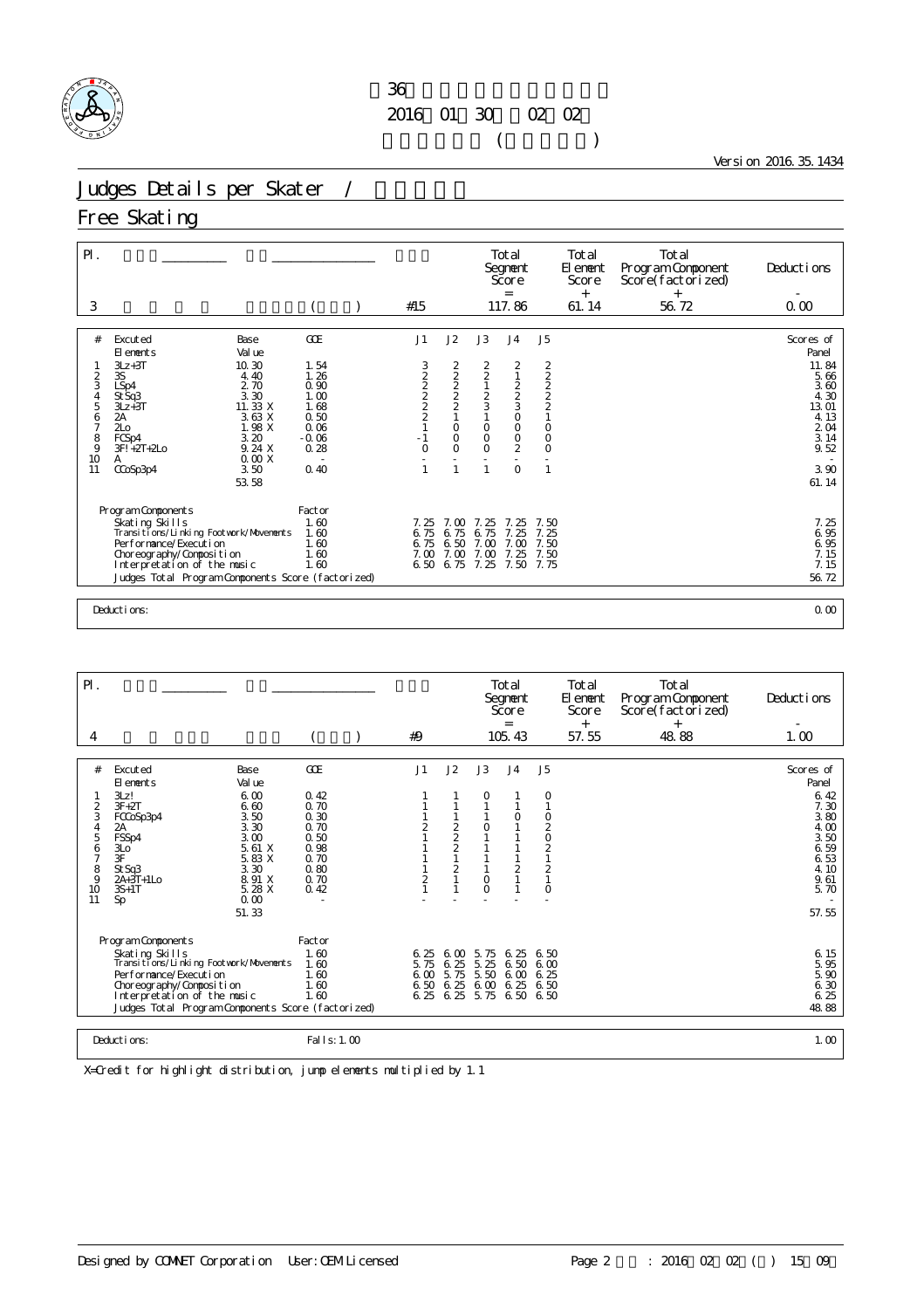第36回 ...

2016年01月30日 ～ 02月02日

( )

Version 2016.35.1434

# Judges Details per Skater / 

## Free Skating

| Pl. | | | Total Segment Score = | Total Element Score + | Total Program Component Score (factorized) + | Deductions - |
|---|---|---|---|---|---|---|
| 3 | ( ) | #15 | 117.86 | 61.14 | 56.72 | 0.00 |

| # | Excuted Elements | Base Value | GOE | J1 | J2 | J3 | J4 | J5 | Scores of Panel |
|---|---|---|---|---|---|---|---|---|---|
| 1 | 3Lz+3T | 10.30 | 1.54 | 3 | 2 | 2 | 2 | 2 | 11.84 |
| 2 | 3S | 4.40 | 1.26 | 2 | 2 | 2 | 1 | 2 | 5.66 |
| 3 | LSp4 | 2.70 | 0.90 | 2 | 2 | 1 | 2 | 2 | 3.60 |
| 4 | StSq3 | 3.30 | 1.00 | 2 | 2 | 2 | 2 | 2 | 4.30 |
| 5 | 3Lz+3T | 11.33 X | 1.68 | 2 | 2 | 3 | 3 | 2 | 13.01 |
| 6 | 2A | 3.63 X | 0.50 | 2 | 1 | 1 | 0 | 1 | 4.13 |
| 7 | 2Lo | 1.98 X | 0.06 | 1 | 0 | 0 | 0 | 0 | 2.04 |
| 8 | FCSp4 | 3.20 | -0.06 | -1 | 0 | 0 | 0 | 0 | 3.14 |
| 9 | 3F!+2T+2Lo | 9.24 X | 0.28 | 0 | 0 | 0 | 2 | 0 | 9.52 |
| 10 | A | 0.00 X | - | - | - | - | - | - | - |
| 11 | CCoSp3p4 | 3.50 | 0.40 | 1 | 1 | 1 | 0 | 1 | 3.90 |
| | | 53.58 | | | | | | | 61.14 |

| Program Components | Factor | J1 | J2 | J3 | J4 | J5 | |
|---|---|---|---|---|---|---|---|
| Skating Skills | 1.60 | 7.25 | 7.00 | 7.25 | 7.25 | 7.50 | 7.25 |
| Transitions/Linking Footwork/Movements | 1.60 | 6.75 | 6.75 | 6.75 | 7.25 | 7.25 | 6.95 |
| Performance/Execution | 1.60 | 6.75 | 6.50 | 7.00 | 7.00 | 7.50 | 6.95 |
| Choreography/Composition | 1.60 | 7.00 | 7.00 | 7.00 | 7.25 | 7.50 | 7.15 |
| Interpretation of the music | 1.60 | 6.50 | 6.75 | 7.25 | 7.50 | 7.75 | 7.15 |
| Judges Total Program Components Score (factorized) | | | | | | | 56.72 |

Deductions: 0.00

| Pl. | | | Total Segment Score = | Total Element Score + | Total Program Component Score (factorized) + | Deductions - |
|---|---|---|---|---|---|---|
| 4 | ( ) | #9 | 105.43 | 57.55 | 48.88 | 1.00 |

| # | Excuted Elements | Base Value | GOE | J1 | J2 | J3 | J4 | J5 | Scores of Panel |
|---|---|---|---|---|---|---|---|---|---|
| 1 | 3Lz! | 6.00 | 0.42 | 1 | 1 | 0 | 1 | 0 | 6.42 |
| 2 | 3F+2T | 6.60 | 0.70 | 1 | 1 | 1 | 1 | 1 | 7.30 |
| 3 | FCCoSp3p4 | 3.50 | 0.30 | 1 | 1 | 1 | 0 | 0 | 3.80 |
| 4 | 2A | 3.30 | 0.70 | 2 | 2 | 0 | 1 | 2 | 4.00 |
| 5 | FSSp4 | 3.00 | 0.50 | 1 | 2 | 1 | 1 | 0 | 3.50 |
| 6 | 3Lo | 5.61 X | 0.98 | 1 | 2 | 1 | 1 | 2 | 6.59 |
| 7 | 3F | 5.83 X | 0.70 | 1 | 1 | 1 | 1 | 1 | 6.53 |
| 8 | StSq3 | 3.30 | 0.80 | 1 | 2 | 1 | 2 | 2 | 4.10 |
| 9 | 2A+3T+1Lo | 8.91 X | 0.70 | 2 | 1 | 0 | 1 | 1 | 9.61 |
| 10 | 3S+1T | 5.28 X | 0.42 | 1 | 1 | 0 | 1 | 0 | 5.70 |
| 11 | Sp | 0.00 | - | - | - | - | - | - | - |
| | | 51.33 | | | | | | | 57.55 |

| Program Components | Factor | J1 | J2 | J3 | J4 | J5 | |
|---|---|---|---|---|---|---|---|
| Skating Skills | 1.60 | 6.25 | 6.00 | 5.75 | 6.25 | 6.50 | 6.15 |
| Transitions/Linking Footwork/Movements | 1.60 | 5.75 | 6.25 | 5.25 | 6.50 | 6.00 | 5.95 |
| Performance/Execution | 1.60 | 6.00 | 5.75 | 5.50 | 6.00 | 6.25 | 5.90 |
| Choreography/Composition | 1.60 | 6.50 | 6.25 | 6.00 | 6.25 | 6.50 | 6.30 |
| Interpretation of the music | 1.60 | 6.25 | 6.25 | 5.75 | 6.50 | 6.50 | 6.25 |
| Judges Total Program Components Score (factorized) | | | | | | | 48.88 |

Deductions: Falls: 1.00 — 1.00

X=Credit for highlight distribution, jump elements multiplied by 1.1

Designed by COMNET Corporation User: OEM Licensed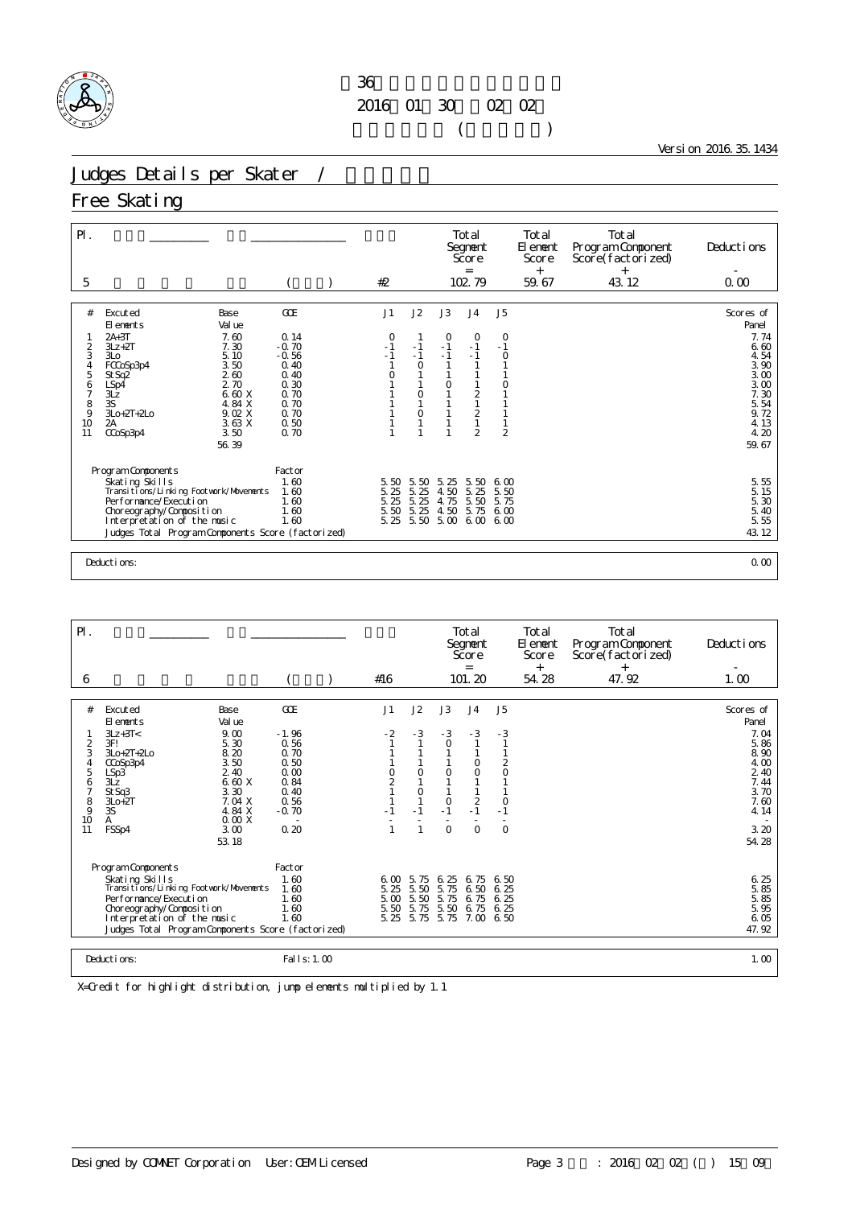# 36

2016 01 30 02 02

( )

Version 2016.35.1434

## Judges Details per Skater /

## Free Skating

| Pl. | | | | Total Segment Score | Total Element Score | Total Program Component Score(factorized) | Deductions |
|---|---|---|---|---|---|---|---|
| | | | | = | + | + | - |
| 5 | ( ) | | #2 | 102.79 | 59.67 | 43.12 | 0.00 |

| # | Excuted Elements | Base Value | | GOE | J1 | J2 | J3 | J4 | J5 | Scores of Panel |
|---|---|---|---|---|---|---|---|---|---|---|
| 1 | 2A+3T | 7.60 | | 0.14 | 0 | 1 | 0 | 0 | 0 | 7.74 |
| 2 | 3Lz+2T | 7.30 | | -0.70 | -1 | -1 | -1 | -1 | -1 | 6.60 |
| 3 | 3Lo | 5.10 | | -0.56 | -1 | -1 | -1 | -1 | 0 | 4.54 |
| 4 | FCCoSp3p4 | 3.50 | | 0.40 | 1 | 0 | 1 | 1 | 1 | 3.90 |
| 5 | StSq2 | 2.60 | | 0.40 | 0 | 1 | 1 | 1 | 1 | 3.00 |
| 6 | LSp4 | 2.70 | | 0.30 | 1 | 1 | 0 | 1 | 0 | 3.00 |
| 7 | 3Lz | 6.60 | X | 0.70 | 1 | 0 | 1 | 2 | 1 | 7.30 |
| 8 | 3S | 4.84 | X | 0.70 | 1 | 1 | 1 | 1 | 1 | 5.54 |
| 9 | 3Lo+2T+2Lo | 9.02 | X | 0.70 | 1 | 0 | 1 | 2 | 1 | 9.72 |
| 10 | 2A | 3.63 | X | 0.50 | 1 | 1 | 1 | 1 | 1 | 4.13 |
| 11 | CCoSp3p4 | 3.50 | | 0.70 | 1 | 1 | 1 | 2 | 2 | 4.20 |
| | | 56.39 | | | | | | | | 59.67 |

| Program Components | Factor | J1 | J2 | J3 | J4 | J5 | |
|---|---|---|---|---|---|---|---|
| Skating Skills | 1.60 | 5.50 | 5.50 | 5.25 | 5.50 | 6.00 | 5.55 |
| Transitions/Linking Footwork/Movements | 1.60 | 5.25 | 5.25 | 4.50 | 5.25 | 5.50 | 5.15 |
| Performance/Execution | 1.60 | 5.25 | 5.25 | 4.75 | 5.50 | 5.75 | 5.30 |
| Choreography/Composition | 1.60 | 5.50 | 5.25 | 4.50 | 5.75 | 6.00 | 5.40 |
| Interpretation of the music | 1.60 | 5.25 | 5.50 | 5.00 | 6.00 | 6.00 | 5.55 |
| Judges Total Program Components Score (factorized) | | | | | | | 43.12 |

Deductions: 0.00

| Pl. | | | | Total Segment Score | Total Element Score | Total Program Component Score(factorized) | Deductions |
|---|---|---|---|---|---|---|---|
| | | | | = | + | + | - |
| 6 | ( ) | | #16 | 101.20 | 54.28 | 47.92 | 1.00 |

| # | Excuted Elements | Base Value | | GOE | J1 | J2 | J3 | J4 | J5 | Scores of Panel |
|---|---|---|---|---|---|---|---|---|---|---|
| 1 | 3Lz+3T< | 9.00 | | -1.96 | -2 | -3 | -3 | -3 | -3 | 7.04 |
| 2 | 3F! | 5.30 | | 0.56 | 1 | 1 | 0 | 1 | 1 | 5.86 |
| 3 | 3Lo+2T+2Lo | 8.20 | | 0.70 | 1 | 1 | 1 | 1 | 1 | 8.90 |
| 4 | CCoSp3p4 | 3.50 | | 0.50 | 1 | 1 | 1 | 0 | 2 | 4.00 |
| 5 | LSp3 | 2.40 | | 0.00 | 0 | 0 | 0 | 0 | 0 | 2.40 |
| 6 | 3Lz | 6.60 | X | 0.84 | 2 | 1 | 1 | 1 | 1 | 7.44 |
| 7 | StSq3 | 3.30 | | 0.40 | 1 | 0 | 1 | 1 | 1 | 3.70 |
| 8 | 3Lo+2T | 7.04 | X | 0.56 | 1 | 1 | 0 | 2 | 0 | 7.60 |
| 9 | 3S | 4.84 | X | -0.70 | -1 | -1 | -1 | -1 | -1 | 4.14 |
| 10 | A | 0.00 | X | - | - | - | - | - | - | - |
| 11 | FSSp4 | 3.00 | | 0.20 | 1 | 1 | 0 | 0 | 0 | 3.20 |
| | | 53.18 | | | | | | | | 54.28 |

| Program Components | Factor | J1 | J2 | J3 | J4 | J5 | |
|---|---|---|---|---|---|---|---|
| Skating Skills | 1.60 | 6.00 | 5.75 | 6.25 | 6.75 | 6.50 | 6.25 |
| Transitions/Linking Footwork/Movements | 1.60 | 5.25 | 5.50 | 5.75 | 6.50 | 6.25 | 5.85 |
| Performance/Execution | 1.60 | 5.00 | 5.50 | 5.75 | 6.75 | 6.25 | 5.85 |
| Choreography/Composition | 1.60 | 5.50 | 5.75 | 5.50 | 6.75 | 6.25 | 5.95 |
| Interpretation of the music | 1.60 | 5.25 | 5.75 | 5.75 | 7.00 | 6.50 | 6.05 |
| Judges Total Program Components Score (factorized) | | | | | | | 47.92 |

Deductions: Falls: 1.00 — 1.00

X=Credit for highlight distribution, jump elements multiplied by 1.1

Designed by COMNET Corporation User: OEM Licensed : 2016 02 02 ( ) 15 09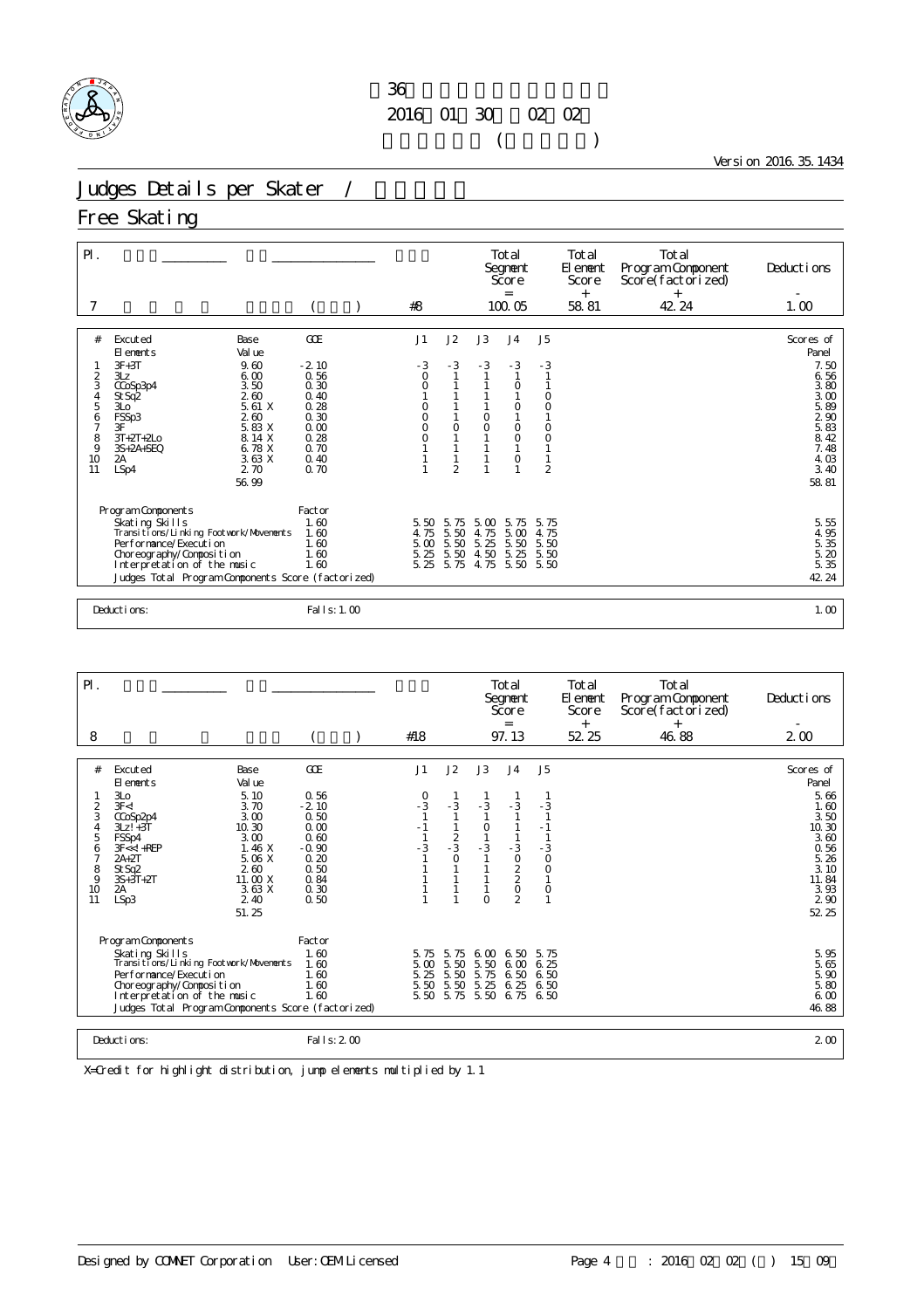第36回 ... 

2016年01月30日～02月02日

( )

Version 2016.35.1434

# Judges Details per Skater / 

## Free Skating

| Pl. | | | | Total Segment Score | Total Element Score | Total Program Component Score (factorized) | Deductions |
|---|---|---|---|---|---|---|---|
| | | | | = | + | + | - |
| 7 | | ( ) | #8 | 100.05 | 58.81 | 42.24 | 1.00 |

| # | Excuted Elements | Base Value | GOE | J1 | J2 | J3 | J4 | J5 | Scores of Panel |
|---|---|---|---|---|---|---|---|---|---|
| 1 | 3F+3T | 9.60 | -2.10 | -3 | -3 | -3 | -3 | -3 | 7.50 |
| 2 | 3Lz | 6.00 | 0.56 | 0 | 1 | 1 | 1 | 1 | 6.56 |
| 3 | CCoSp3p4 | 3.50 | 0.30 | 0 | 1 | 1 | 0 | 1 | 3.80 |
| 4 | StSq2 | 2.60 | 0.40 | 1 | 1 | 1 | 1 | 0 | 3.00 |
| 5 | 3Lo | 5.61 X | 0.28 | 0 | 1 | 1 | 0 | 0 | 5.89 |
| 6 | FSSp3 | 2.60 | 0.30 | 0 | 1 | 0 | 1 | 1 | 2.90 |
| 7 | 3F | 5.83 X | 0.00 | 0 | 0 | 0 | 0 | 0 | 5.83 |
| 8 | 3T+2T+2Lo | 8.14 X | 0.28 | 0 | 1 | 1 | 0 | 0 | 8.42 |
| 9 | 3S+2A+SEQ | 6.78 X | 0.70 | 1 | 1 | 1 | 1 | 1 | 7.48 |
| 10 | 2A | 3.63 X | 0.40 | 1 | 1 | 1 | 0 | 1 | 4.03 |
| 11 | LSp4 | 2.70 | 0.70 | 1 | 2 | 1 | 1 | 2 | 3.40 |
| | | 56.99 | | | | | | | 58.81 |

| Program Components | Factor | J1 | J2 | J3 | J4 | J5 | |
|---|---|---|---|---|---|---|---|
| Skating Skills | 1.60 | 5.50 | 5.75 | 5.00 | 5.75 | 5.75 | 5.55 |
| Transitions/Linking Footwork/Movements | 1.60 | 4.75 | 5.50 | 4.75 | 5.00 | 4.75 | 4.95 |
| Performance/Execution | 1.60 | 5.00 | 5.50 | 5.25 | 5.50 | 5.50 | 5.35 |
| Choreography/Composition | 1.60 | 5.25 | 5.50 | 4.50 | 5.25 | 5.50 | 5.20 |
| Interpretation of the music | 1.60 | 5.25 | 5.75 | 4.75 | 5.50 | 5.50 | 5.35 |
| Judges Total Program Components Score (factorized) | | | | | | | 42.24 |

Deductions: Falls: 1.00 — 1.00

| Pl. | | | | Total Segment Score | Total Element Score | Total Program Component Score (factorized) | Deductions |
|---|---|---|---|---|---|---|---|
| | | | | = | + | + | - |
| 8 | | ( ) | #18 | 97.13 | 52.25 | 46.88 | 2.00 |

| # | Excuted Elements | Base Value | GOE | J1 | J2 | J3 | J4 | J5 | Scores of Panel |
|---|---|---|---|---|---|---|---|---|---|
| 1 | 3Lo | 5.10 | 0.56 | 0 | 1 | 1 | 1 | 1 | 5.66 |
| 2 | 3F< | 3.70 | -2.10 | -3 | -3 | -3 | -3 | -3 | 1.60 |
| 3 | CCoSp2p4 | 3.00 | 0.50 | 1 | 1 | 1 | 1 | 1 | 3.50 |
| 4 | 3Lz!+3T | 10.30 | 0.00 | -1 | 1 | 0 | 1 | -1 | 10.30 |
| 5 | FSSp4 | 3.00 | 0.60 | 1 | 2 | 1 | 1 | 1 | 3.60 |
| 6 | 3F<<+REP | 1.46 X | -0.90 | -3 | -3 | -3 | -3 | -3 | 0.56 |
| 7 | 2A+2T | 5.06 X | 0.20 | 1 | 0 | 1 | 0 | 0 | 5.26 |
| 8 | StSq2 | 2.60 | 0.50 | 1 | 1 | 1 | 2 | 0 | 3.10 |
| 9 | 3S+3T+2T | 11.00 X | 0.84 | 1 | 1 | 1 | 2 | 1 | 11.84 |
| 10 | 2A | 3.63 X | 0.30 | 1 | 1 | 1 | 0 | 0 | 3.93 |
| 11 | LSp3 | 2.40 | 0.50 | 1 | 1 | 0 | 2 | 1 | 2.90 |
| | | 51.25 | | | | | | | 52.25 |

| Program Components | Factor | J1 | J2 | J3 | J4 | J5 | |
|---|---|---|---|---|---|---|---|
| Skating Skills | 1.60 | 5.75 | 5.75 | 6.00 | 6.50 | 5.75 | 5.95 |
| Transitions/Linking Footwork/Movements | 1.60 | 5.00 | 5.50 | 5.50 | 6.00 | 6.25 | 5.65 |
| Performance/Execution | 1.60 | 5.25 | 5.50 | 5.75 | 6.50 | 6.50 | 5.90 |
| Choreography/Composition | 1.60 | 5.50 | 5.50 | 5.25 | 6.25 | 6.50 | 5.80 |
| Interpretation of the music | 1.60 | 5.50 | 5.75 | 5.50 | 6.75 | 6.50 | 6.00 |
| Judges Total Program Components Score (factorized) | | | | | | | 46.88 |

Deductions: Falls: 2.00 — 2.00

X=Credit for highlight distribution, jump elements multiplied by 1.1

Designed by COMNET Corporation User: OEM Licensed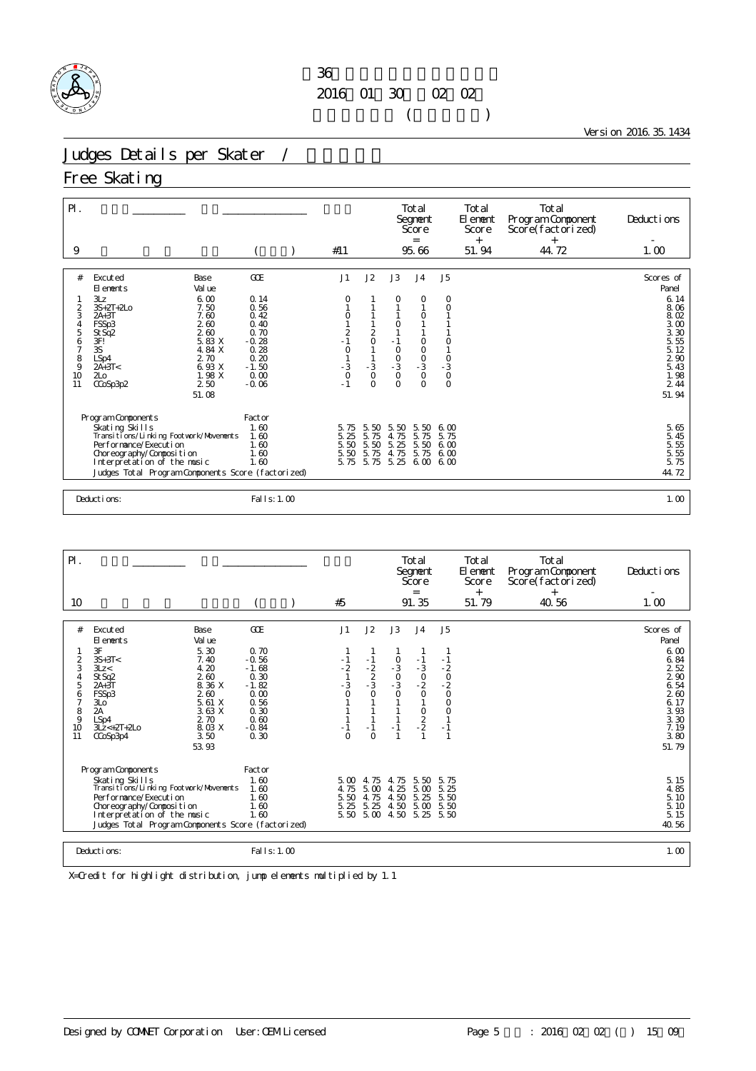第36回 全日本ジュニアフィギュアスケート選手権大会

2016年01月30日 ～ 02月02日

Version 2016.35.1434

# Judges Details per Skater / 採点詳細

## Free Skating

| Pl. | | | | Total Segment Score | Total Element Score | Total Program Component Score (factorized) | Deductions |
|---|---|---|---|---|---|---|---|
| | | | | = | + | + | - |
| 9 | | ( ) | #11 | 95.66 | 51.94 | 44.72 | 1.00 |

| # | Executed Elements | Base Value | GOE | J1 | J2 | J3 | J4 | J5 | Scores of Panel |
|---|---|---|---|---|---|---|---|---|---|
| 1 | 3Lz | 6.00 | 0.14 | 0 | 1 | 0 | 0 | 0 | 6.14 |
| 2 | 3S+2T+2Lo | 7.50 | 0.56 | 1 | 1 | 1 | 1 | 0 | 8.06 |
| 3 | 2A+3T | 7.60 | 0.42 | 0 | 1 | 1 | 0 | 1 | 8.02 |
| 4 | FSSp3 | 2.60 | 0.40 | 1 | 1 | 0 | 1 | 1 | 3.00 |
| 5 | StSq2 | 2.60 | 0.70 | 2 | 2 | 1 | 1 | 1 | 3.30 |
| 6 | 3F! | 5.83 X | -0.28 | -1 | 0 | -1 | 0 | 0 | 5.55 |
| 7 | 3S | 4.84 X | 0.28 | 0 | 1 | 0 | 0 | 1 | 5.12 |
| 8 | LSp4 | 2.70 | 0.20 | 1 | 1 | 0 | 0 | 0 | 2.90 |
| 9 | 2A+3T< | 6.93 X | -1.50 | -3 | -3 | -3 | -3 | -3 | 5.43 |
| 10 | 2Lo | 1.98 X | 0.00 | 0 | 0 | 0 | 0 | 0 | 1.98 |
| 11 | CCoSp3p2 | 2.50 | -0.06 | -1 | 0 | 0 | 0 | 0 | 2.44 |
| | | 51.08 | | | | | | | 51.94 |

| Program Components | Factor | J1 | J2 | J3 | J4 | J5 | |
|---|---|---|---|---|---|---|---|
| Skating Skills | 1.60 | 5.75 | 5.50 | 5.50 | 5.50 | 6.00 | 5.65 |
| Transitions/Linking Footwork/Movements | 1.60 | 5.25 | 5.75 | 4.75 | 5.75 | 5.75 | 5.45 |
| Performance/Execution | 1.60 | 5.50 | 5.50 | 5.25 | 5.50 | 6.00 | 5.55 |
| Choreography/Composition | 1.60 | 5.50 | 5.75 | 4.75 | 5.75 | 6.00 | 5.55 |
| Interpretation of the music | 1.60 | 5.75 | 5.75 | 5.25 | 6.00 | 6.00 | 5.75 |
| Judges Total Program Components Score (factorized) | | | | | | | 44.72 |

Deductions: Falls: 1.00 — 1.00

| Pl. | | | | Total Segment Score | Total Element Score | Total Program Component Score (factorized) | Deductions |
|---|---|---|---|---|---|---|---|
| | | | | = | + | + | - |
| 10 | | ( ) | #5 | 91.35 | 51.79 | 40.56 | 1.00 |

| # | Executed Elements | Base Value | GOE | J1 | J2 | J3 | J4 | J5 | Scores of Panel |
|---|---|---|---|---|---|---|---|---|---|
| 1 | 3F | 5.30 | 0.70 | 1 | 1 | 1 | 1 | 1 | 6.00 |
| 2 | 3S+3T< | 7.40 | -0.56 | -1 | -1 | 0 | -1 | -1 | 6.84 |
| 3 | 3Lz< | 4.20 | -1.68 | -2 | -2 | -3 | -3 | -2 | 2.52 |
| 4 | StSq2 | 2.60 | 0.30 | 1 | 2 | 0 | 0 | 0 | 2.90 |
| 5 | 2A+3T | 8.36 X | -1.82 | -3 | -3 | -3 | -2 | -2 | 6.54 |
| 6 | FSSp3 | 2.60 | 0.00 | 0 | 0 | 0 | 0 | 0 | 2.60 |
| 7 | 3Lo | 5.61 X | 0.56 | 1 | 1 | 1 | 1 | 0 | 6.17 |
| 8 | 2A | 3.63 X | 0.30 | 1 | 1 | 1 | 0 | 0 | 3.93 |
| 9 | LSp4 | 2.70 | 0.60 | 1 | 1 | 1 | 2 | 1 | 3.30 |
| 10 | 3Lz<+2T+2Lo | 8.03 X | -0.84 | -1 | -1 | -1 | -2 | -1 | 7.19 |
| 11 | CCoSp3p4 | 3.50 | 0.30 | 0 | 0 | 1 | 1 | 1 | 3.80 |
| | | 53.93 | | | | | | | 51.79 |

| Program Components | Factor | J1 | J2 | J3 | J4 | J5 | |
|---|---|---|---|---|---|---|---|
| Skating Skills | 1.60 | 5.00 | 4.75 | 4.75 | 5.50 | 5.75 | 5.15 |
| Transitions/Linking Footwork/Movements | 1.60 | 4.75 | 5.00 | 4.25 | 5.00 | 5.25 | 4.85 |
| Performance/Execution | 1.60 | 5.50 | 4.75 | 4.50 | 5.25 | 5.50 | 5.10 |
| Choreography/Composition | 1.60 | 5.25 | 5.25 | 4.50 | 5.00 | 5.50 | 5.10 |
| Interpretation of the music | 1.60 | 5.50 | 5.00 | 4.50 | 5.25 | 5.50 | 5.15 |
| Judges Total Program Components Score (factorized) | | | | | | | 40.56 |

Deductions: Falls: 1.00 — 1.00

X=Credit for highlight distribution, jump elements multiplied by 1.1

Designed by COMNET Corporation User: OEM Licensed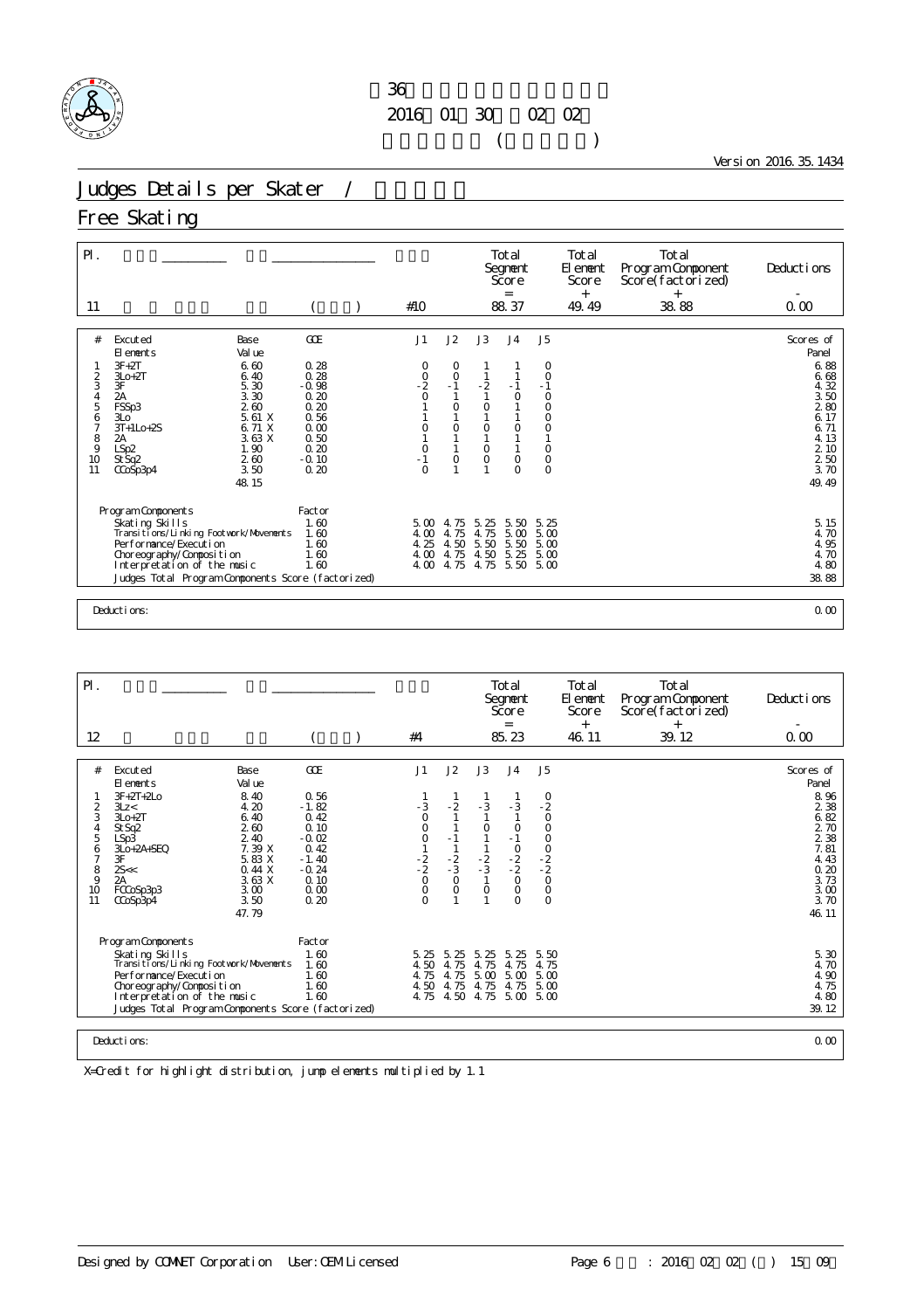第36回 ...
2016年01月30日～02月02日
(　　　)

Version 2016.35.1434

# Judges Details per Skater / 

## Free Skating

| Pl. | | | | Total Segment Score = | Total Element Score + | Total Program Component Score (factorized) + | Deductions - |
|---|---|---|---|---|---|---|---|
| 11 | | ( ) | #10 | 88.37 | 49.49 | 38.88 | 0.00 |

| # | Excuted Elements | Base Value | GOE | J1 | J2 | J3 | J4 | J5 | Scores of Panel |
|---|---|---|---|---|---|---|---|---|---|
| 1 | 3F+2T | 6.60 | 0.28 | 0 | 0 | 1 | 1 | 0 | 6.88 |
| 2 | 3Lo+2T | 6.40 | 0.28 | 0 | 0 | 1 | 1 | 0 | 6.68 |
| 3 | 3F | 5.30 | -0.98 | -2 | -1 | -2 | -1 | -1 | 4.32 |
| 4 | 2A | 3.30 | 0.20 | 0 | 1 | 1 | 0 | 0 | 3.50 |
| 5 | FSSp3 | 2.60 | 0.20 | 1 | 0 | 0 | 1 | 0 | 2.80 |
| 6 | 3Lo | 5.61 X | 0.56 | 1 | 1 | 1 | 1 | 0 | 6.17 |
| 7 | 3T+1Lo+2S | 6.71 X | 0.00 | 0 | 0 | 0 | 0 | 0 | 6.71 |
| 8 | 2A | 3.63 X | 0.50 | 1 | 1 | 1 | 1 | 1 | 4.13 |
| 9 | LSp2 | 1.90 | 0.20 | 0 | 1 | 0 | 1 | 0 | 2.10 |
| 10 | StSq2 | 2.60 | -0.10 | -1 | 0 | 0 | 0 | 0 | 2.50 |
| 11 | CCoSp3p4 | 3.50 | 0.20 | 0 | 1 | 1 | 0 | 0 | 3.70 |
| | | 48.15 | | | | | | | 49.49 |

| Program Components | Factor | J1 | J2 | J3 | J4 | J5 | |
|---|---|---|---|---|---|---|---|
| Skating Skills | 1.60 | 5.00 | 4.75 | 5.25 | 5.50 | 5.25 | 5.15 |
| Transitions/Linking Footwork/Movements | 1.60 | 4.00 | 4.75 | 4.75 | 5.00 | 5.00 | 4.70 |
| Performance/Execution | 1.60 | 4.25 | 4.50 | 5.50 | 5.50 | 5.00 | 4.95 |
| Choreography/Composition | 1.60 | 4.00 | 4.75 | 4.50 | 5.25 | 5.00 | 4.70 |
| Interpretation of the music | 1.60 | 4.00 | 4.75 | 4.75 | 5.50 | 5.00 | 4.80 |
| Judges Total Program Components Score (factorized) | | | | | | | 38.88 |

Deductions: 0.00

| Pl. | | | | Total Segment Score = | Total Element Score + | Total Program Component Score (factorized) + | Deductions - |
|---|---|---|---|---|---|---|---|
| 12 | | ( ) | #4 | 85.23 | 46.11 | 39.12 | 0.00 |

| # | Excuted Elements | Base Value | GOE | J1 | J2 | J3 | J4 | J5 | Scores of Panel |
|---|---|---|---|---|---|---|---|---|---|
| 1 | 3F+2T+2Lo | 8.40 | 0.56 | 1 | 1 | 1 | 1 | 0 | 8.96 |
| 2 | 3Lz< | 4.20 | -1.82 | -3 | -2 | -3 | -3 | -2 | 2.38 |
| 3 | 3Lo+2T | 6.40 | 0.42 | 0 | 1 | 1 | 1 | 0 | 6.82 |
| 4 | StSq2 | 2.60 | 0.10 | 0 | 1 | 0 | 0 | 0 | 2.70 |
| 5 | LSp3 | 2.40 | -0.02 | 0 | -1 | 1 | -1 | 0 | 2.38 |
| 6 | 3Lo+2A+SEQ | 7.39 X | 0.42 | 1 | 1 | 1 | 0 | 0 | 7.81 |
| 7 | 3F | 5.83 X | -1.40 | -2 | -2 | -2 | -2 | -2 | 4.43 |
| 8 | 2S<< | 0.44 X | -0.24 | -2 | -3 | -3 | -2 | -2 | 0.20 |
| 9 | 2A | 3.63 X | 0.10 | 0 | 0 | 1 | 0 | 0 | 3.73 |
| 10 | FCCoSp3p3 | 3.00 | 0.00 | 0 | 0 | 0 | 0 | 0 | 3.00 |
| 11 | CCoSp3p4 | 3.50 | 0.20 | 0 | 1 | 1 | 0 | 0 | 3.70 |
| | | 47.79 | | | | | | | 46.11 |

| Program Components | Factor | J1 | J2 | J3 | J4 | J5 | |
|---|---|---|---|---|---|---|---|
| Skating Skills | 1.60 | 5.25 | 5.25 | 5.25 | 5.25 | 5.50 | 5.30 |
| Transitions/Linking Footwork/Movements | 1.60 | 4.50 | 4.75 | 4.75 | 4.75 | 4.75 | 4.70 |
| Performance/Execution | 1.60 | 4.75 | 4.75 | 5.00 | 5.00 | 5.00 | 4.90 |
| Choreography/Composition | 1.60 | 4.50 | 4.75 | 4.75 | 4.75 | 5.00 | 4.75 |
| Interpretation of the music | 1.60 | 4.75 | 4.50 | 4.75 | 5.00 | 5.00 | 4.80 |
| Judges Total Program Components Score (factorized) | | | | | | | 39.12 |

Deductions: 0.00

X=Credit for highlight distribution, jump elements multiplied by 1.1

Designed by COMNET Corporation　User:OEM Licensed　　　: 2016年02月02日( ) 15時09分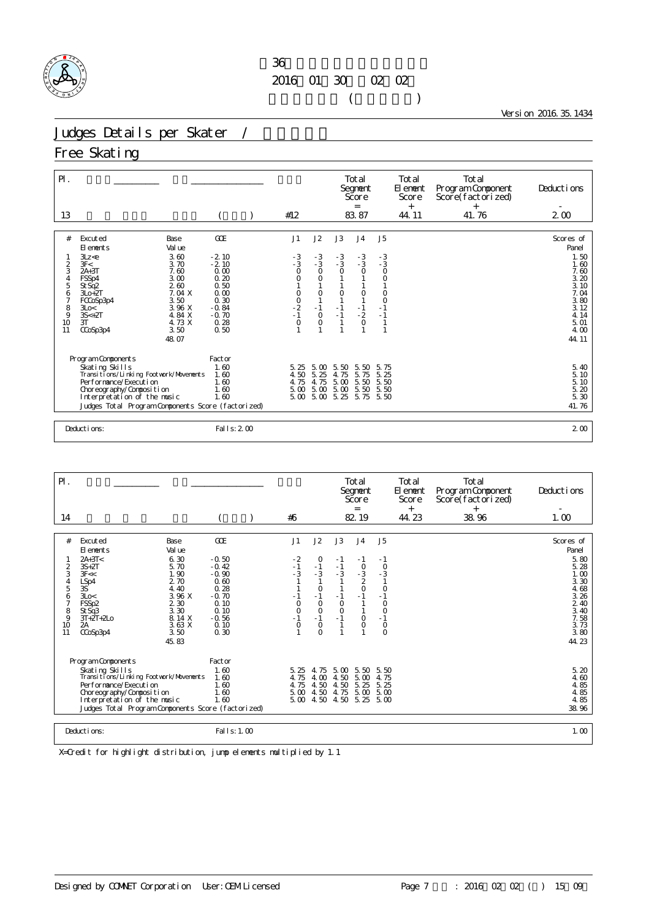36

2016 01 30 02 02

( )

Version 2016.35.1434

# Judges Details per Skater /

## Free Skating

| Pl. | | | | Total Segment Score = | Total Element Score + | Total Program Component Score (factorized) + | Deductions - |
|---|---|---|---|---|---|---|---|
| 13 | | ( ) | #12 | 83.87 | 44.11 | 41.76 | 2.00 |

| # | Excuted Elements | Base Value | GOE | J1 | J2 | J3 | J4 | J5 | Scores of Panel |
|---|---|---|---|---|---|---|---|---|---|
| 1 | 3Lz<e | 3.60 | -2.10 | -3 | -3 | -3 | -3 | -3 | 1.50 |
| 2 | 3F< | 3.70 | -2.10 | -3 | -3 | -3 | -3 | -3 | 1.60 |
| 3 | 2A+3T | 7.60 | 0.00 | 0 | 0 | 0 | 0 | 0 | 7.60 |
| 4 | FSSp4 | 3.00 | 0.20 | 0 | 0 | 1 | 1 | 0 | 3.20 |
| 5 | StSq2 | 2.60 | 0.50 | 1 | 1 | 1 | 1 | 1 | 3.10 |
| 6 | 3Lo+2T | 7.04 X | 0.00 | 0 | 0 | 0 | 0 | 0 | 7.04 |
| 7 | FCCoSp3p4 | 3.50 | 0.30 | 0 | 1 | 1 | 1 | 0 | 3.80 |
| 8 | 3Lo< | 3.96 X | -0.84 | -2 | -1 | -1 | -1 | -1 | 3.12 |
| 9 | 3S<+2T | 4.84 X | -0.70 | -1 | 0 | -1 | -2 | -1 | 4.14 |
| 10 | 3T | 4.73 X | 0.28 | 0 | 0 | 1 | 0 | 1 | 5.01 |
| 11 | CCoSp3p4 | 3.50 | 0.50 | 1 | 1 | 1 | 1 | 1 | 4.00 |
| | | 48.07 | | | | | | | 44.11 |

| Program Components | Factor | J1 | J2 | J3 | J4 | J5 | |
|---|---|---|---|---|---|---|---|
| Skating Skills | 1.60 | 5.25 | 5.00 | 5.50 | 5.50 | 5.75 | 5.40 |
| Transitions/Linking Footwork/Movements | 1.60 | 4.50 | 5.25 | 4.75 | 5.75 | 5.25 | 5.10 |
| Performance/Execution | 1.60 | 4.75 | 4.75 | 5.00 | 5.50 | 5.50 | 5.10 |
| Choreography/Composition | 1.60 | 5.00 | 5.00 | 5.00 | 5.50 | 5.50 | 5.20 |
| Interpretation of the music | 1.60 | 5.00 | 5.00 | 5.25 | 5.75 | 5.50 | 5.30 |
| Judges Total Program Components Score (factorized) | | | | | | | 41.76 |

Deductions: Falls: 2.00 — 2.00

| Pl. | | | | Total Segment Score = | Total Element Score + | Total Program Component Score (factorized) + | Deductions - |
|---|---|---|---|---|---|---|---|
| 14 | | ( ) | #6 | 82.19 | 44.23 | 38.96 | 1.00 |

| # | Excuted Elements | Base Value | GOE | J1 | J2 | J3 | J4 | J5 | Scores of Panel |
|---|---|---|---|---|---|---|---|---|---|
| 1 | 2A+3T< | 6.30 | -0.50 | -2 | 0 | -1 | -1 | -1 | 5.80 |
| 2 | 3S+2T | 5.70 | -0.42 | -1 | -1 | -1 | 0 | 0 | 5.28 |
| 3 | 3F<< | 1.90 | -0.90 | -3 | -3 | -3 | -3 | -3 | 1.00 |
| 4 | LSp4 | 2.70 | 0.60 | 1 | 1 | 1 | 2 | 1 | 3.30 |
| 5 | 3S | 4.40 | 0.28 | 1 | 0 | 1 | 0 | 0 | 4.68 |
| 6 | 3Lo< | 3.96 X | -0.70 | -1 | -1 | -1 | -1 | -1 | 3.26 |
| 7 | FSSp2 | 2.30 | 0.10 | 0 | 0 | 0 | 1 | 0 | 2.40 |
| 8 | StSq3 | 3.30 | 0.10 | 0 | 0 | 0 | 1 | 0 | 3.40 |
| 9 | 3T+2T+2Lo | 8.14 X | -0.56 | -1 | -1 | -1 | 0 | -1 | 7.58 |
| 10 | 2A | 3.63 X | 0.10 | 0 | 0 | 1 | 0 | 0 | 3.73 |
| 11 | CCoSp3p4 | 3.50 | 0.30 | 1 | 0 | 1 | 1 | 0 | 3.80 |
| | | 45.83 | | | | | | | 44.23 |

| Program Components | Factor | J1 | J2 | J3 | J4 | J5 | |
|---|---|---|---|---|---|---|---|
| Skating Skills | 1.60 | 5.25 | 4.75 | 5.00 | 5.50 | 5.50 | 5.20 |
| Transitions/Linking Footwork/Movements | 1.60 | 4.75 | 4.00 | 4.50 | 5.00 | 4.75 | 4.60 |
| Performance/Execution | 1.60 | 4.75 | 4.50 | 4.50 | 5.25 | 5.25 | 4.85 |
| Choreography/Composition | 1.60 | 5.00 | 4.50 | 4.75 | 5.00 | 5.00 | 4.85 |
| Interpretation of the music | 1.60 | 5.00 | 4.50 | 4.50 | 5.25 | 5.00 | 4.85 |
| Judges Total Program Components Score (factorized) | | | | | | | 38.96 |

Deductions: Falls: 1.00 — 1.00

X=Credit for highlight distribution, jump elements multiplied by 1.1

Designed by COMNET Corporation User: OEM Licensed : 2016 02 02 ( ) 15 09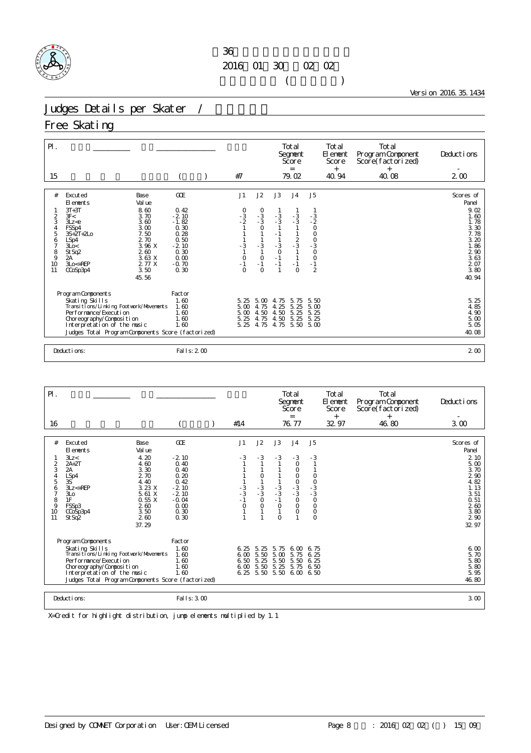第36回 全日本ジュニア選手権
2016年01月30日～02月02日
(男子フリー)

Version 2016.35.1434

# Judges Details per Skater / 採点詳細

## Free Skating

| Pl. | | | Total Segment Score = | Total Element Score + | Total Program Component Score (factorized) + | Deductions - |
|---|---|---|---|---|---|---|
| 15 | | #7 | 79.02 | 40.94 | 40.08 | 2.00 |

| # | Excuted Elements | Base Value | GOE | J1 | J2 | J3 | J4 | J5 | Scores of Panel |
|---|---|---|---|---|---|---|---|---|---|
| 1 | 3T+3T | 8.60 | 0.42 | 0 | 0 | 1 | 1 | 1 | 9.02 |
| 2 | 3F< | 3.70 | -2.10 | -3 | -3 | -3 | -3 | -3 | 1.60 |
| 3 | 3Lz<e | 3.60 | -1.82 | -2 | -3 | -3 | -3 | -2 | 1.78 |
| 4 | FSSp4 | 3.00 | 0.30 | 1 | 0 | 1 | 1 | 0 | 3.30 |
| 5 | 3S+2T+2Lo | 7.50 | 0.28 | 1 | 1 | -1 | 1 | 0 | 7.78 |
| 6 | LSp4 | 2.70 | 0.50 | 1 | 1 | 1 | 2 | 0 | 3.20 |
| 7 | 3Lo< | 3.96 X | -2.10 | -3 | -3 | -3 | -3 | -3 | 1.86 |
| 8 | StSq2 | 2.60 | 0.30 | 1 | 1 | 0 | 1 | 0 | 2.90 |
| 9 | 2A | 3.63 X | 0.00 | 0 | 0 | -1 | 1 | 0 | 3.63 |
| 10 | 3Lo<+REP | 2.77 X | -0.70 | -1 | -1 | -1 | -1 | -1 | 2.07 |
| 11 | CCoSp3p4 | 3.50 | 0.30 | 0 | 0 | 1 | 0 | 2 | 3.80 |
| | | 45.56 | | | | | | | 40.94 |

| Program Components | Factor | J1 | J2 | J3 | J4 | J5 | |
|---|---|---|---|---|---|---|---|
| Skating Skills | 1.60 | 5.25 | 5.00 | 4.75 | 5.75 | 5.50 | 5.25 |
| Transitions/Linking Footwork/Movements | 1.60 | 5.00 | 4.75 | 4.25 | 5.25 | 5.00 | 4.85 |
| Performance/Execution | 1.60 | 5.00 | 4.50 | 4.50 | 5.25 | 5.25 | 4.90 |
| Choreography/Composition | 1.60 | 5.25 | 4.75 | 4.50 | 5.25 | 5.25 | 5.00 |
| Interpretation of the music | 1.60 | 5.25 | 4.75 | 4.75 | 5.50 | 5.00 | 5.05 |
| Judges Total Program Components Score (factorized) | | | | | | | 40.08 |

Deductions: Falls: 2.00 — 2.00

| Pl. | | | Total Segment Score = | Total Element Score + | Total Program Component Score (factorized) + | Deductions - |
|---|---|---|---|---|---|---|
| 16 | | #14 | 76.77 | 32.97 | 46.80 | 3.00 |

| # | Excuted Elements | Base Value | GOE | J1 | J2 | J3 | J4 | J5 | Scores of Panel |
|---|---|---|---|---|---|---|---|---|---|
| 1 | 3Lz< | 4.20 | -2.10 | -3 | -3 | -3 | -3 | -3 | 2.10 |
| 2 | 2A+2T | 4.60 | 0.40 | 1 | 1 | 1 | 0 | 1 | 5.00 |
| 3 | 2A | 3.30 | 0.40 | 1 | 1 | 1 | 0 | 1 | 3.70 |
| 4 | LSp4 | 2.70 | 0.20 | 1 | 0 | 1 | 0 | 0 | 2.90 |
| 5 | 3S | 4.40 | 0.42 | 1 | 1 | 1 | 0 | 0 | 4.82 |
| 6 | 3Lz<+REP | 3.23 X | -2.10 | -3 | -3 | -3 | -3 | -3 | 1.13 |
| 7 | 3Lo | 5.61 X | -2.10 | -3 | -3 | -3 | -3 | -3 | 3.51 |
| 8 | 1F | 0.55 X | -0.04 | -1 | 0 | -1 | 0 | 0 | 0.51 |
| 9 | FSSp3 | 2.60 | 0.00 | 0 | 0 | 0 | 0 | 0 | 2.60 |
| 10 | CCoSp3p4 | 3.50 | 0.30 | 1 | 1 | 1 | 0 | 0 | 3.80 |
| 11 | StSq2 | 2.60 | 0.30 | 1 | 1 | 0 | 1 | 0 | 2.90 |
| | | 37.29 | | | | | | | 32.97 |

| Program Components | Factor | J1 | J2 | J3 | J4 | J5 | |
|---|---|---|---|---|---|---|---|
| Skating Skills | 1.60 | 6.25 | 5.25 | 5.75 | 6.00 | 6.75 | 6.00 |
| Transitions/Linking Footwork/Movements | 1.60 | 6.00 | 5.50 | 5.00 | 5.75 | 6.25 | 5.70 |
| Performance/Execution | 1.60 | 6.50 | 5.25 | 5.50 | 5.50 | 6.25 | 5.80 |
| Choreography/Composition | 1.60 | 6.00 | 5.50 | 5.25 | 5.75 | 6.50 | 5.80 |
| Interpretation of the music | 1.60 | 6.25 | 5.50 | 5.50 | 6.00 | 6.50 | 5.95 |
| Judges Total Program Components Score (factorized) | | | | | | | 46.80 |

Deductions: Falls: 3.00 — 3.00

X=Credit for highlight distribution, jump elements multiplied by 1.1

Designed by COMNET Corporation User: OEM Licensed

Page 8 印刷日時 : 2016年02月02日(火) 15時09分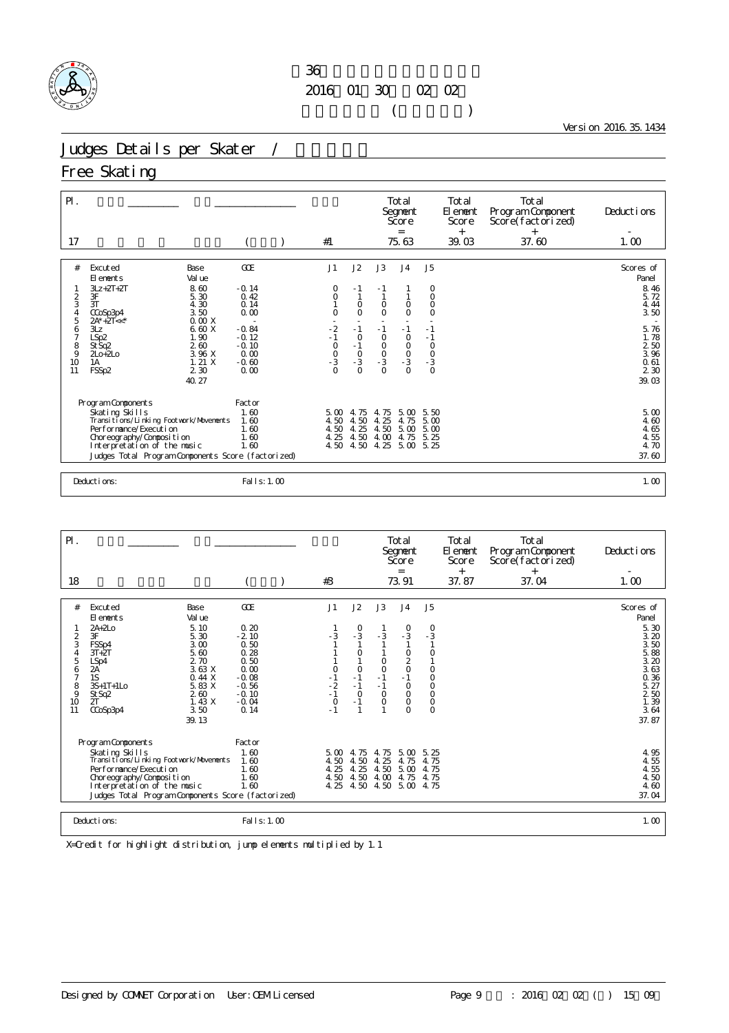36
2016 01 30 02 02
( )

Version 2016.35.1434

# Judges Details per Skater /

## Free Skating

| Pl. | | | | Total Segment Score = | Total Element Score + | Total Program Component Score(factorized) + | Deductions - |
|---|---|---|---|---|---|---|---|
| 17 | | ( ) | #1 | 75.63 | 39.03 | 37.60 | 1.00 |

| # | Excuted Elements | Base Value | GOE | J1 | J2 | J3 | J4 | J5 | Scores of Panel |
|---|---|---|---|---|---|---|---|---|---|
| 1 | 3Lz+2T+2T | 8.60 | -0.14 | 0 | -1 | -1 | 1 | 0 | 8.46 |
| 2 | 3F | 5.30 | 0.42 | 0 | 1 | 1 | 1 | 0 | 5.72 |
| 3 | 3T | 4.30 | 0.14 | 1 | 0 | 0 | 0 | 0 | 4.44 |
| 4 | CCoSp3p4 | 3.50 | 0.00 | 0 | 0 | 0 | 0 | 0 | 3.50 |
| 5 | 2A*+2T<<* | 0.00 X | - | - | - | - | - | - | - |
| 6 | 3Lz | 6.60 X | -0.84 | -2 | -1 | -1 | -1 | -1 | 5.76 |
| 7 | LSp2 | 1.90 | -0.12 | -1 | 0 | 0 | 0 | -1 | 1.78 |
| 8 | StSq2 | 2.60 | -0.10 | 0 | -1 | 0 | 0 | 0 | 2.50 |
| 9 | 2Lo+2Lo | 3.96 X | 0.00 | 0 | 0 | 0 | 0 | 0 | 3.96 |
| 10 | 1A | 1.21 X | -0.60 | -3 | -3 | -3 | -3 | -3 | 0.61 |
| 11 | FSSp2 | 2.30 | 0.00 | 0 | 0 | 0 | 0 | 0 | 2.30 |
| | | 40.27 | | | | | | | 39.03 |

| Program Components | Factor | J1 | J2 | J3 | J4 | J5 | |
|---|---|---|---|---|---|---|---|
| Skating Skills | 1.60 | 5.00 | 4.75 | 4.75 | 5.00 | 5.50 | 5.00 |
| Transitions/Linking Footwork/Movements | 1.60 | 4.50 | 4.50 | 4.25 | 4.75 | 5.00 | 4.60 |
| Performance/Execution | 1.60 | 4.50 | 4.25 | 4.50 | 5.00 | 5.00 | 4.65 |
| Choreography/Composition | 1.60 | 4.25 | 4.50 | 4.00 | 4.75 | 5.25 | 4.55 |
| Interpretation of the music | 1.60 | 4.50 | 4.50 | 4.25 | 5.00 | 5.25 | 4.70 |
| Judges Total Program Components Score (factorized) | | | | | | | 37.60 |

Deductions: Falls: 1.00 — 1.00

| Pl. | | | | Total Segment Score = | Total Element Score + | Total Program Component Score(factorized) + | Deductions - |
|---|---|---|---|---|---|---|---|
| 18 | | ( ) | #3 | 73.91 | 37.87 | 37.04 | 1.00 |

| # | Excuted Elements | Base Value | GOE | J1 | J2 | J3 | J4 | J5 | Scores of Panel |
|---|---|---|---|---|---|---|---|---|---|
| 1 | 2A+2Lo | 5.10 | 0.20 | 1 | 0 | 1 | 0 | 0 | 5.30 |
| 2 | 3F | 5.30 | -2.10 | -3 | -3 | -3 | -3 | -3 | 3.20 |
| 3 | FSSp4 | 3.00 | 0.50 | 1 | 1 | 1 | 1 | 1 | 3.50 |
| 4 | 3T+2T | 5.60 | 0.28 | 1 | 0 | 1 | 0 | 0 | 5.88 |
| 5 | LSp4 | 2.70 | 0.50 | 1 | 1 | 0 | 2 | 1 | 3.20 |
| 6 | 2A | 3.63 X | 0.00 | 0 | 0 | 0 | 0 | 0 | 3.63 |
| 7 | 1S | 0.44 X | -0.08 | -1 | -1 | -1 | -1 | 0 | 0.36 |
| 8 | 3S+1T+1Lo | 5.83 X | -0.56 | -2 | -1 | -1 | 0 | 0 | 5.27 |
| 9 | StSq2 | 2.60 | -0.10 | -1 | 0 | 0 | 0 | 0 | 2.50 |
| 10 | 2T | 1.43 X | -0.04 | 0 | -1 | 0 | 0 | 0 | 1.39 |
| 11 | CCoSp3p4 | 3.50 | 0.14 | -1 | 1 | 1 | 0 | 0 | 3.64 |
| | | 39.13 | | | | | | | 37.87 |

| Program Components | Factor | J1 | J2 | J3 | J4 | J5 | |
|---|---|---|---|---|---|---|---|
| Skating Skills | 1.60 | 5.00 | 4.75 | 4.75 | 5.00 | 5.25 | 4.95 |
| Transitions/Linking Footwork/Movements | 1.60 | 4.50 | 4.50 | 4.25 | 4.75 | 4.75 | 4.55 |
| Performance/Execution | 1.60 | 4.25 | 4.25 | 4.50 | 5.00 | 4.75 | 4.55 |
| Choreography/Composition | 1.60 | 4.50 | 4.50 | 4.00 | 4.75 | 4.75 | 4.50 |
| Interpretation of the music | 1.60 | 4.25 | 4.50 | 4.50 | 5.00 | 4.75 | 4.60 |
| Judges Total Program Components Score (factorized) | | | | | | | 37.04 |

Deductions: Falls: 1.00 — 1.00

X=Credit for highlight distribution, jump elements multiplied by 1.1

Designed by COMNET Corporation User: OEM Licensed : 2016 02 02 ( ) 15 09